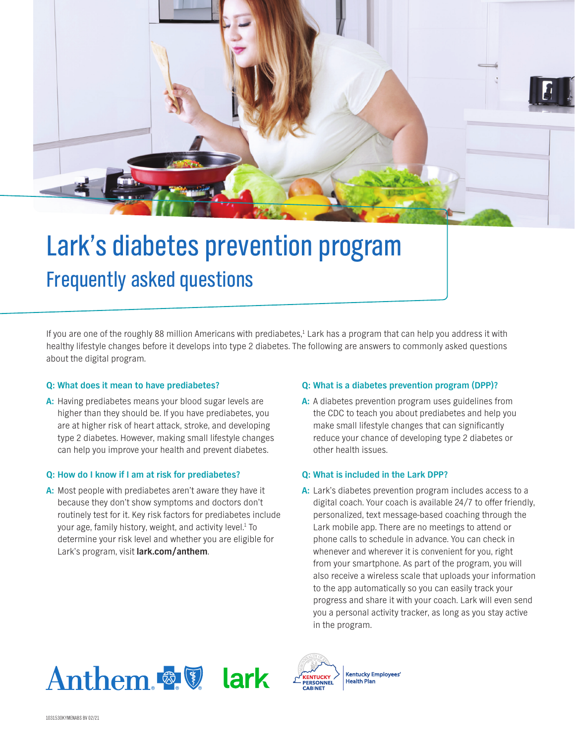# Lark's diabetes prevention program

## Frequently asked questions

If you are one of the roughly 88 million Americans with prediabetes,[1] Lark has a program that can help you address it with healthy lifestyle changes before it develops into type 2 diabetes. The following are answers to commonly asked questions about the digital program.

**Q: What does it mean to have prediabetes?**

**A:** Having prediabetes means your blood sugar levels are higher than they should be. If you have prediabetes, you are at higher risk of heart attack, stroke, and developing type 2 diabetes. However, making small lifestyle changes can help you improve your health and prevent diabetes.

**Q: How do I know if I am at risk for prediabetes?**

**A:** Most people with prediabetes aren't aware they have it because they don't show symptoms and doctors don't routinely test for it. Key risk factors for prediabetes include your age, family history, weight, and activity level.[1] To determine your risk level and whether you are eligible for Lark's program, visit **lark.com/anthem**.

**Q: What is a diabetes prevention program (DPP)?**

**A:** A diabetes prevention program uses guidelines from the CDC to teach you about prediabetes and help you make small lifestyle changes that can significantly reduce your chance of developing type 2 diabetes or other health issues.

**Q: What is included in the Lark DPP?**

**A:** Lark's diabetes prevention program includes access to a digital coach. Your coach is available 24/7 to offer friendly, personalized, text message-based coaching through the Lark mobile app. There are no meetings to attend or phone calls to schedule in advance. You can check in whenever and wherever it is convenient for you, right from your smartphone. As part of the program, you will also receive a wireless scale that uploads your information to the app automatically so you can easily track your progress and share it with your coach. Lark will even send you a personal activity tracker, as long as you stay active in the program.

Anthem lark Kentucky Personnel Cabinet | Kentucky Employees' Health Plan

1031530KYMENABS BV 02/21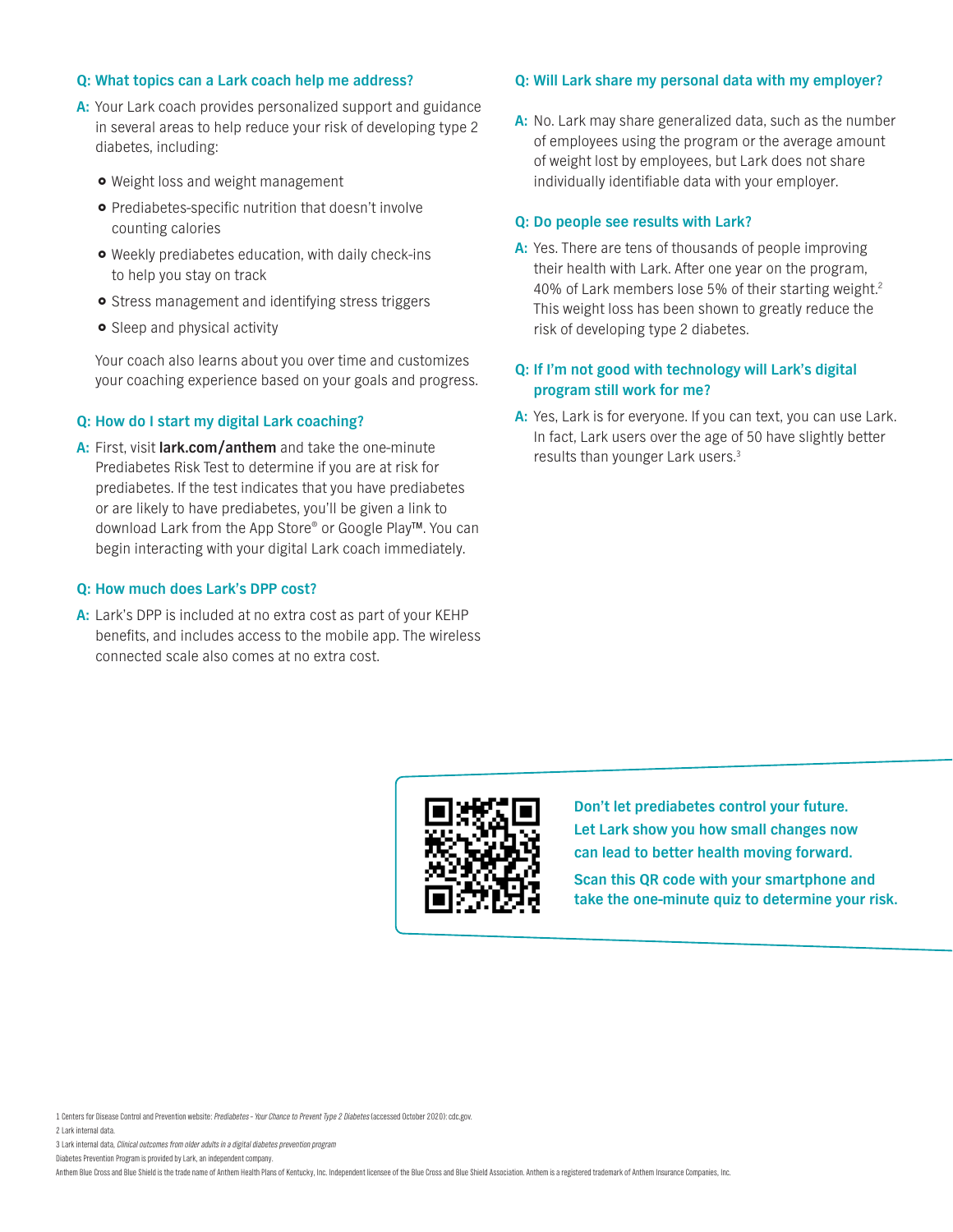**Q: What topics can a Lark coach help me address?**

**A:** Your Lark coach provides personalized support and guidance in several areas to help reduce your risk of developing type 2 diabetes, including:

- Weight loss and weight management
- Prediabetes-specific nutrition that doesn't involve counting calories
- Weekly prediabetes education, with daily check-ins to help you stay on track
- Stress management and identifying stress triggers
- Sleep and physical activity

Your coach also learns about you over time and customizes your coaching experience based on your goals and progress.

**Q: How do I start my digital Lark coaching?**

**A:** First, visit **lark.com/anthem** and take the one-minute Prediabetes Risk Test to determine if you are at risk for prediabetes. If the test indicates that you have prediabetes or are likely to have prediabetes, you'll be given a link to download Lark from the App Store® or Google Play™. You can begin interacting with your digital Lark coach immediately.

**Q: How much does Lark's DPP cost?**

**A:** Lark's DPP is included at no extra cost as part of your KEHP benefits, and includes access to the mobile app. The wireless connected scale also comes at no extra cost.

**Q: Will Lark share my personal data with my employer?**

**A:** No. Lark may share generalized data, such as the number of employees using the program or the average amount of weight lost by employees, but Lark does not share individually identifiable data with your employer.

**Q: Do people see results with Lark?**

**A:** Yes. There are tens of thousands of people improving their health with Lark. After one year on the program, 40% of Lark members lose 5% of their starting weight.[2] This weight loss has been shown to greatly reduce the risk of developing type 2 diabetes.

**Q: If I'm not good with technology will Lark's digital program still work for me?**

**A:** Yes, Lark is for everyone. If you can text, you can use Lark. In fact, Lark users over the age of 50 have slightly better results than younger Lark users.[3]

**Don't let prediabetes control your future. Let Lark show you how small changes now can lead to better health moving forward.**

**Scan this QR code with your smartphone and take the one-minute quiz to determine your risk.**

1 Centers for Disease Control and Prevention website: *Prediabetes - Your Chance to Prevent Type 2 Diabetes* (accessed October 2020): cdc.gov.

2 Lark internal data.

3 Lark internal data, *Clinical outcomes from older adults in a digital diabetes prevention program*

Diabetes Prevention Program is provided by Lark, an independent company.

Anthem Blue Cross and Blue Shield is the trade name of Anthem Health Plans of Kentucky, Inc. Independent licensee of the Blue Cross and Blue Shield Association. Anthem is a registered trademark of Anthem Insurance Companies, Inc.